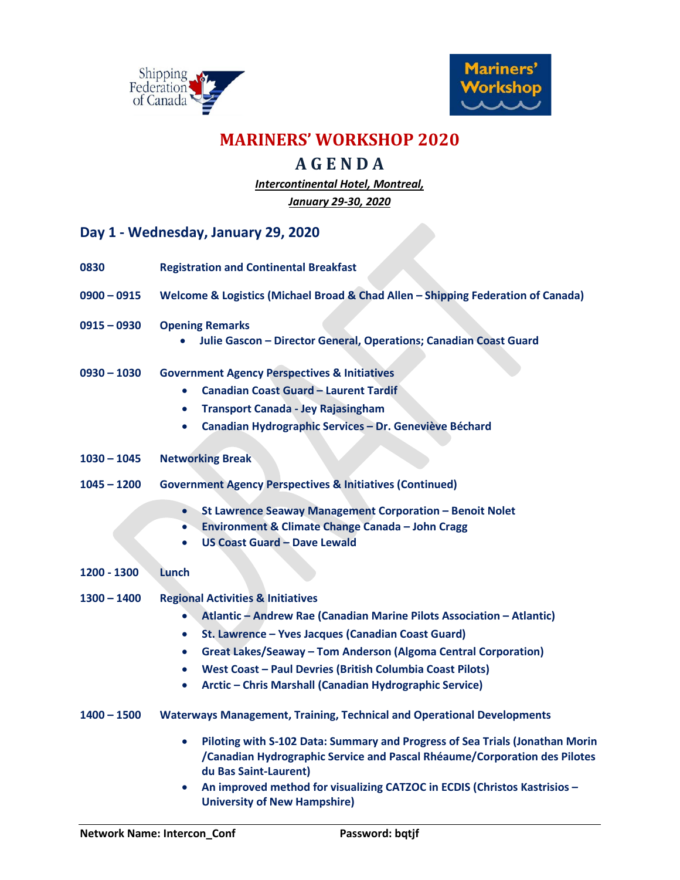# MARINERS' WORKSHOP 2020

## AGENDA

***Intercontinental Hotel, Montreal,***

***January 29-30, 2020***

## Day 1 - Wednesday, January 29, 2020

**0830** **Registration and Continental Breakfast**

**0900 – 0915** **Welcome & Logistics (Michael Broad & Chad Allen – Shipping Federation of Canada)**

**0915 – 0930** **Opening Remarks**

- **Julie Gascon – Director General, Operations; Canadian Coast Guard**

**0930 – 1030** **Government Agency Perspectives & Initiatives**

- **Canadian Coast Guard – Laurent Tardif**
- **Transport Canada - Jey Rajasingham**
- **Canadian Hydrographic Services – Dr. Geneviève Béchard**

**1030 – 1045** **Networking Break**

**1045 – 1200** **Government Agency Perspectives & Initiatives (Continued)**

- **St Lawrence Seaway Management Corporation – Benoit Nolet**
- **Environment & Climate Change Canada – John Cragg**
- **US Coast Guard – Dave Lewald**

**1200 - 1300** **Lunch**

**1300 – 1400** **Regional Activities & Initiatives**

- **Atlantic – Andrew Rae (Canadian Marine Pilots Association – Atlantic)**
- **St. Lawrence – Yves Jacques (Canadian Coast Guard)**
- **Great Lakes/Seaway – Tom Anderson (Algoma Central Corporation)**
- **West Coast – Paul Devries (British Columbia Coast Pilots)**
- **Arctic – Chris Marshall (Canadian Hydrographic Service)**

**1400 – 1500** **Waterways Management, Training, Technical and Operational Developments**

- **Piloting with S-102 Data: Summary and Progress of Sea Trials (Jonathan Morin /Canadian Hydrographic Service and Pascal Rhéaume/Corporation des Pilotes du Bas Saint-Laurent)**
- **An improved method for visualizing CATZOC in ECDIS (Christos Kastrisios – University of New Hampshire)**

**Network Name: Intercon_Conf** **Password: bqtjf**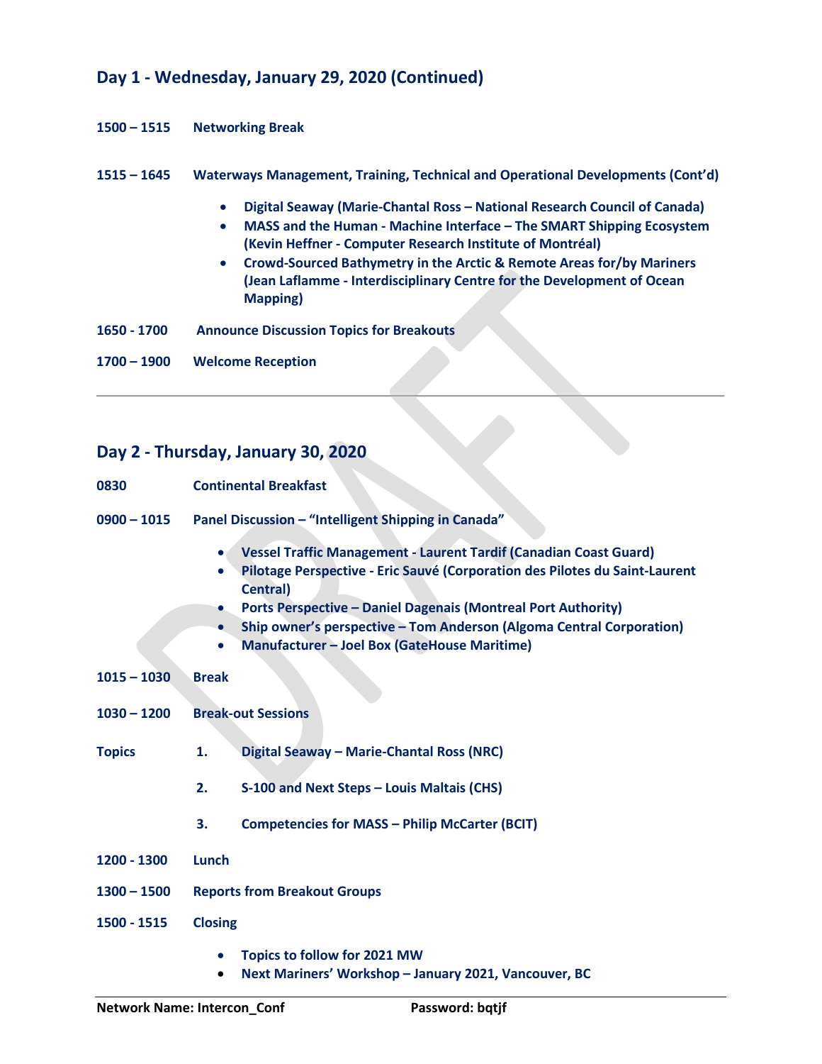## Day 1 - Wednesday, January 29, 2020 (Continued)

**1500 – 1515** **Networking Break**

**1515 – 1645** **Waterways Management, Training, Technical and Operational Developments (Cont'd)**

- **Digital Seaway (Marie-Chantal Ross – National Research Council of Canada)**
- **MASS and the Human - Machine Interface – The SMART Shipping Ecosystem (Kevin Heffner - Computer Research Institute of Montréal)**
- **Crowd-Sourced Bathymetry in the Arctic & Remote Areas for/by Mariners (Jean Laflamme - Interdisciplinary Centre for the Development of Ocean Mapping)**

**1650 - 1700** **Announce Discussion Topics for Breakouts**

**1700 – 1900** **Welcome Reception**

---

## Day 2 - Thursday, January 30, 2020

**0830** **Continental Breakfast**

**0900 – 1015** **Panel Discussion – "Intelligent Shipping in Canada"**

- **Vessel Traffic Management - Laurent Tardif (Canadian Coast Guard)**
- **Pilotage Perspective - Eric Sauvé (Corporation des Pilotes du Saint-Laurent Central)**
- **Ports Perspective – Daniel Dagenais (Montreal Port Authority)**
- **Ship owner's perspective – Tom Anderson (Algoma Central Corporation)**
- **Manufacturer – Joel Box (GateHouse Maritime)**

**1015 – 1030** **Break**

**1030 – 1200** **Break-out Sessions**

**Topics**

1. **Digital Seaway – Marie-Chantal Ross (NRC)**
2. **S-100 and Next Steps – Louis Maltais (CHS)**
3. **Competencies for MASS – Philip McCarter (BCIT)**

**1200 - 1300** **Lunch**

**1300 – 1500** **Reports from Breakout Groups**

**1500 - 1515** **Closing**

- **Topics to follow for 2021 MW**
- **Next Mariners' Workshop – January 2021, Vancouver, BC**

---

**Network Name: Intercon_Conf** **Password: bqtjf**